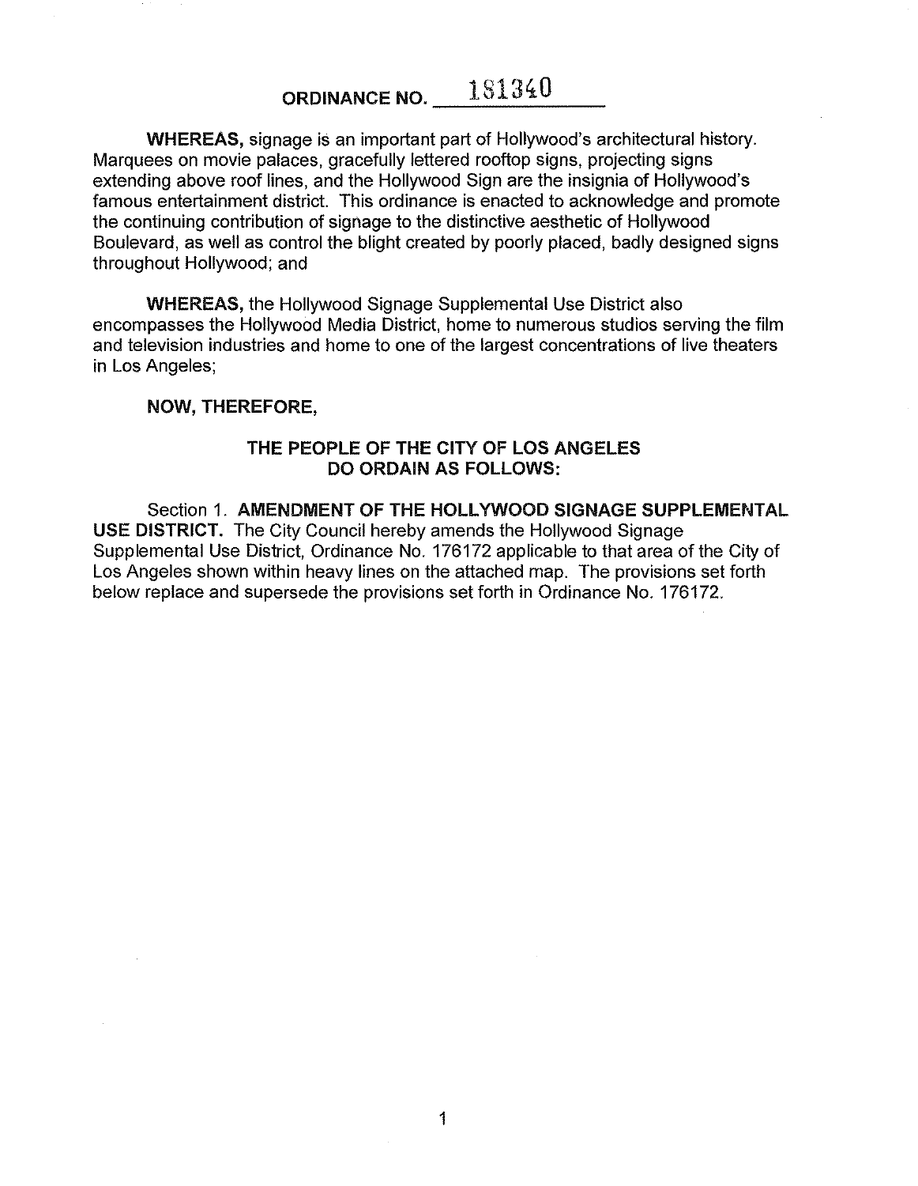# ORDINANCE NO. 181340

**WHEREAS,** signage is an important part of Hollywood's architectural history. Marquees on movie palaces, gracefully lettered rooftop signs, projecting signs extending above roof lines, and the Hollywood Sign are the insignia of Hollywood's famous entertainment district. This ordinance is enacted to acknowledge and promote the continuing contribution of signage to the distinctive aesthetic of Hollywood Boulevard, as well as control the blight created by poorly placed, badly designed signs throughout Hollywood; and

**WHEREAS,** the Hollywood Signage Supplemental Use District also encompasses the Hollywood Media District, home to numerous studios serving the film and television industries and home to one of the largest concentrations of live theaters in Los Angeles;

**NOW, THEREFORE,**

**THE PEOPLE OF THE CITY OF LOS ANGELES DO ORDAIN AS FOLLOWS:**

Section 1. **AMENDMENT OF THE HOLLYWOOD SIGNAGE SUPPLEMENTAL USE DISTRICT.** The City Council hereby amends the Hollywood Signage Supplemental Use District, Ordinance No. 176172 applicable to that area of the City of Los Angeles shown within heavy lines on the attached map. The provisions set forth below replace and supersede the provisions set forth in Ordinance No. 176172.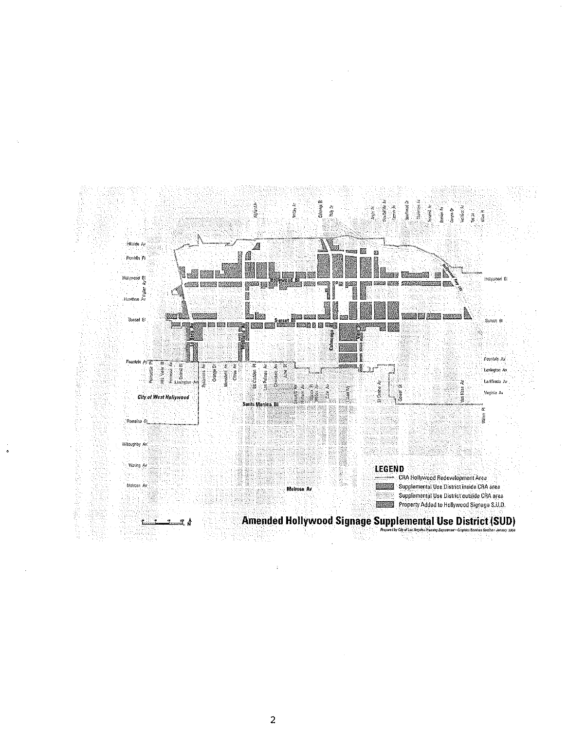# Amended Hollywood Signage Supplemental Use District (SUD)

*Prepared by City of Los Angeles Planning Department • Graphics Services Section • January 2009*

**LEGEND**

- CRA Hollywood Redevelopment Area
- Supplemental Use District inside CRA area
- Supplemental Use District outside CRA area
- Property Added to Hollywood Signage S.U.D.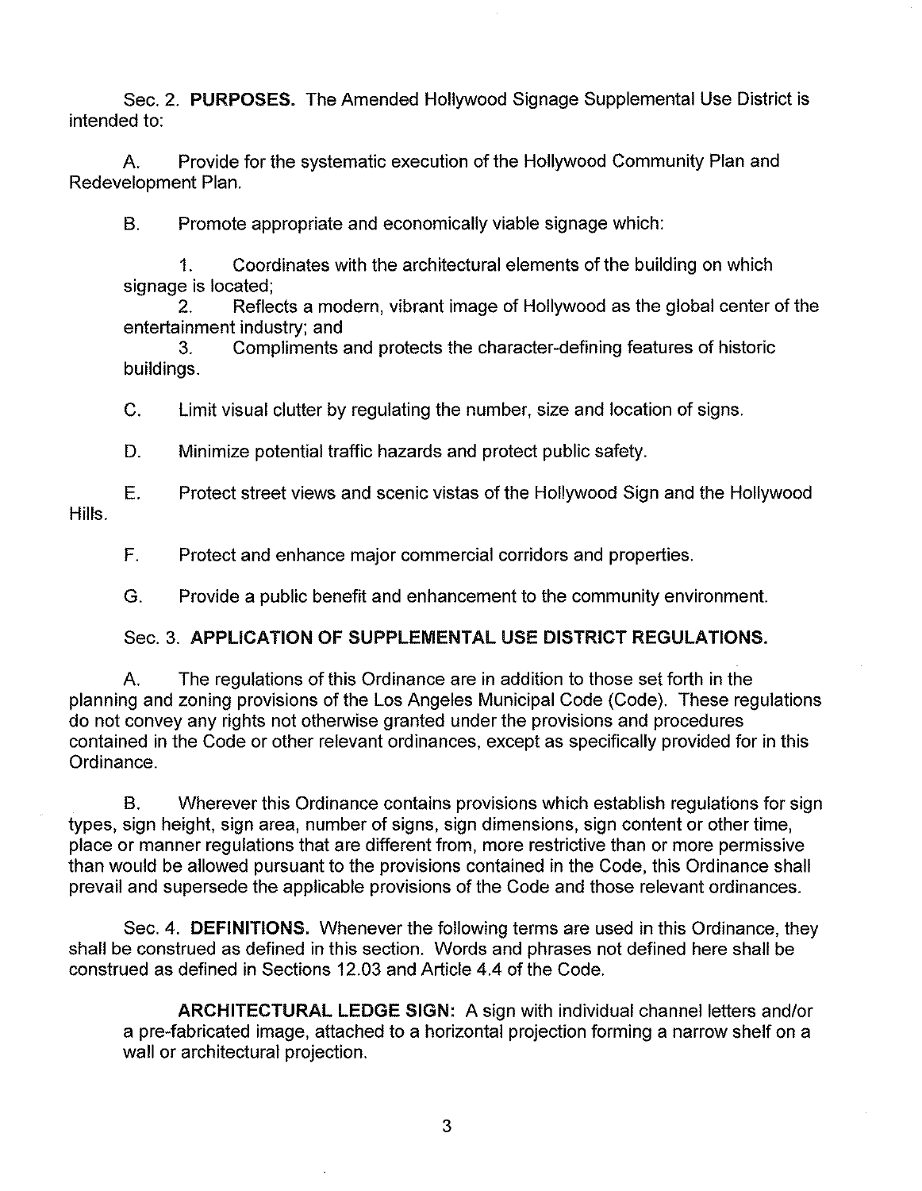Sec. 2. **PURPOSES.** The Amended Hollywood Signage Supplemental Use District is intended to:

A. Provide for the systematic execution of the Hollywood Community Plan and Redevelopment Plan.

B. Promote appropriate and economically viable signage which:

1. Coordinates with the architectural elements of the building on which signage is located;
2. Reflects a modern, vibrant image of Hollywood as the global center of the entertainment industry; and
3. Compliments and protects the character-defining features of historic buildings.

C. Limit visual clutter by regulating the number, size and location of signs.

D. Minimize potential traffic hazards and protect public safety.

E. Protect street views and scenic vistas of the Hollywood Sign and the Hollywood Hills.

F. Protect and enhance major commercial corridors and properties.

G. Provide a public benefit and enhancement to the community environment.

Sec. 3. **APPLICATION OF SUPPLEMENTAL USE DISTRICT REGULATIONS.**

A. The regulations of this Ordinance are in addition to those set forth in the planning and zoning provisions of the Los Angeles Municipal Code (Code). These regulations do not convey any rights not otherwise granted under the provisions and procedures contained in the Code or other relevant ordinances, except as specifically provided for in this Ordinance.

B. Wherever this Ordinance contains provisions which establish regulations for sign types, sign height, sign area, number of signs, sign dimensions, sign content or other time, place or manner regulations that are different from, more restrictive than or more permissive than would be allowed pursuant to the provisions contained in the Code, this Ordinance shall prevail and supersede the applicable provisions of the Code and those relevant ordinances.

Sec. 4. **DEFINITIONS.** Whenever the following terms are used in this Ordinance, they shall be construed as defined in this section. Words and phrases not defined here shall be construed as defined in Sections 12.03 and Article 4.4 of the Code.

**ARCHITECTURAL LEDGE SIGN:** A sign with individual channel letters and/or a pre-fabricated image, attached to a horizontal projection forming a narrow shelf on a wall or architectural projection.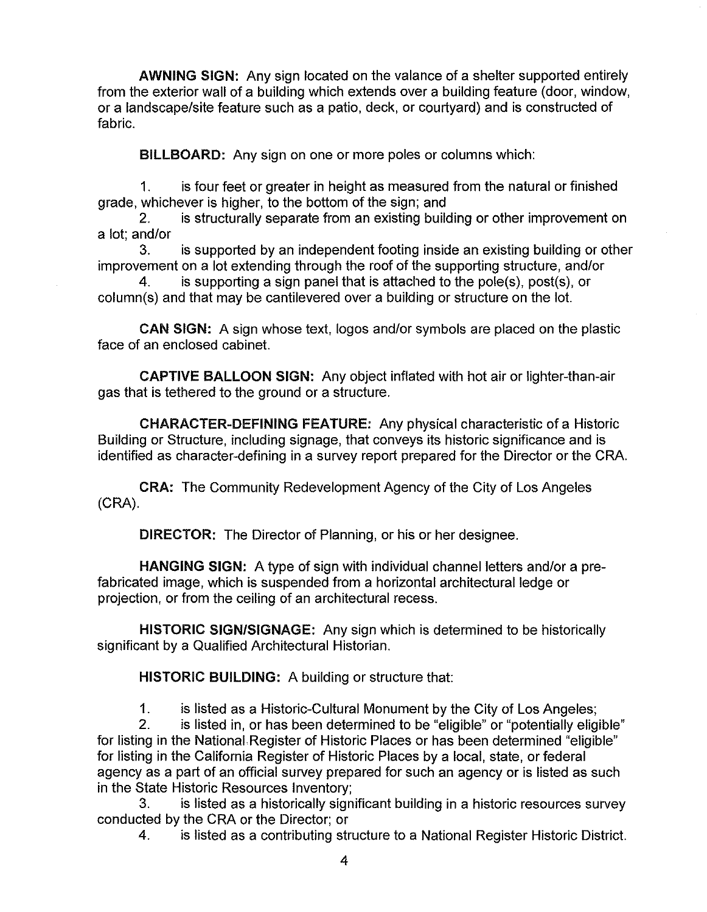**AWNING SIGN:** Any sign located on the valance of a shelter supported entirely from the exterior wall of a building which extends over a building feature (door, window, or a landscape/site feature such as a patio, deck, or courtyard) and is constructed of fabric.

**BILLBOARD:** Any sign on one or more poles or columns which:

1. is four feet or greater in height as measured from the natural or finished grade, whichever is higher, to the bottom of the sign; and
2. is structurally separate from an existing building or other improvement on a lot; and/or
3. is supported by an independent footing inside an existing building or other improvement on a lot extending through the roof of the supporting structure, and/or
4. is supporting a sign panel that is attached to the pole(s), post(s), or column(s) and that may be cantilevered over a building or structure on the lot.

**CAN SIGN:** A sign whose text, logos and/or symbols are placed on the plastic face of an enclosed cabinet.

**CAPTIVE BALLOON SIGN:** Any object inflated with hot air or lighter-than-air gas that is tethered to the ground or a structure.

**CHARACTER-DEFINING FEATURE:** Any physical characteristic of a Historic Building or Structure, including signage, that conveys its historic significance and is identified as character-defining in a survey report prepared for the Director or the CRA.

**CRA:** The Community Redevelopment Agency of the City of Los Angeles (CRA).

**DIRECTOR:** The Director of Planning, or his or her designee.

**HANGING SIGN:** A type of sign with individual channel letters and/or a pre-fabricated image, which is suspended from a horizontal architectural ledge or projection, or from the ceiling of an architectural recess.

**HISTORIC SIGN/SIGNAGE:** Any sign which is determined to be historically significant by a Qualified Architectural Historian.

**HISTORIC BUILDING:** A building or structure that:

1. is listed as a Historic-Cultural Monument by the City of Los Angeles;
2. is listed in, or has been determined to be "eligible" or "potentially eligible" for listing in the National Register of Historic Places or has been determined "eligible" for listing in the California Register of Historic Places by a local, state, or federal agency as a part of an official survey prepared for such an agency or is listed as such in the State Historic Resources Inventory;
3. is listed as a historically significant building in a historic resources survey conducted by the CRA or the Director; or
4. is listed as a contributing structure to a National Register Historic District.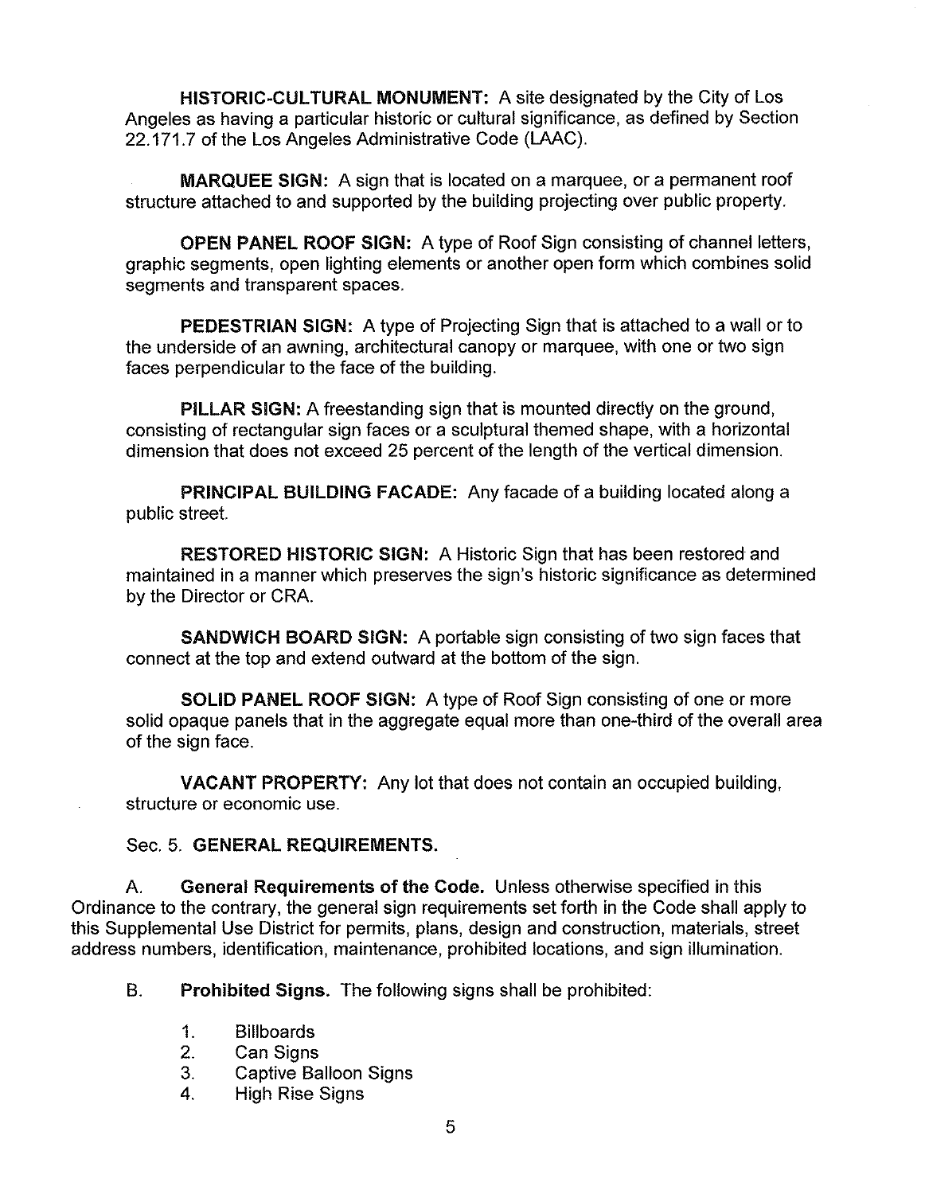**HISTORIC-CULTURAL MONUMENT:** A site designated by the City of Los Angeles as having a particular historic or cultural significance, as defined by Section 22.171.7 of the Los Angeles Administrative Code (LAAC).

**MARQUEE SIGN:** A sign that is located on a marquee, or a permanent roof structure attached to and supported by the building projecting over public property.

**OPEN PANEL ROOF SIGN:** A type of Roof Sign consisting of channel letters, graphic segments, open lighting elements or another open form which combines solid segments and transparent spaces.

**PEDESTRIAN SIGN:** A type of Projecting Sign that is attached to a wall or to the underside of an awning, architectural canopy or marquee, with one or two sign faces perpendicular to the face of the building.

**PILLAR SIGN:** A freestanding sign that is mounted directly on the ground, consisting of rectangular sign faces or a sculptural themed shape, with a horizontal dimension that does not exceed 25 percent of the length of the vertical dimension.

**PRINCIPAL BUILDING FACADE:** Any facade of a building located along a public street.

**RESTORED HISTORIC SIGN:** A Historic Sign that has been restored and maintained in a manner which preserves the sign's historic significance as determined by the Director or CRA.

**SANDWICH BOARD SIGN:** A portable sign consisting of two sign faces that connect at the top and extend outward at the bottom of the sign.

**SOLID PANEL ROOF SIGN:** A type of Roof Sign consisting of one or more solid opaque panels that in the aggregate equal more than one-third of the overall area of the sign face.

**VACANT PROPERTY:** Any lot that does not contain an occupied building, structure or economic use.

Sec. 5. **GENERAL REQUIREMENTS.**

A. **General Requirements of the Code.** Unless otherwise specified in this Ordinance to the contrary, the general sign requirements set forth in the Code shall apply to this Supplemental Use District for permits, plans, design and construction, materials, street address numbers, identification, maintenance, prohibited locations, and sign illumination.

B. **Prohibited Signs.** The following signs shall be prohibited:

1. Billboards
2. Can Signs
3. Captive Balloon Signs
4. High Rise Signs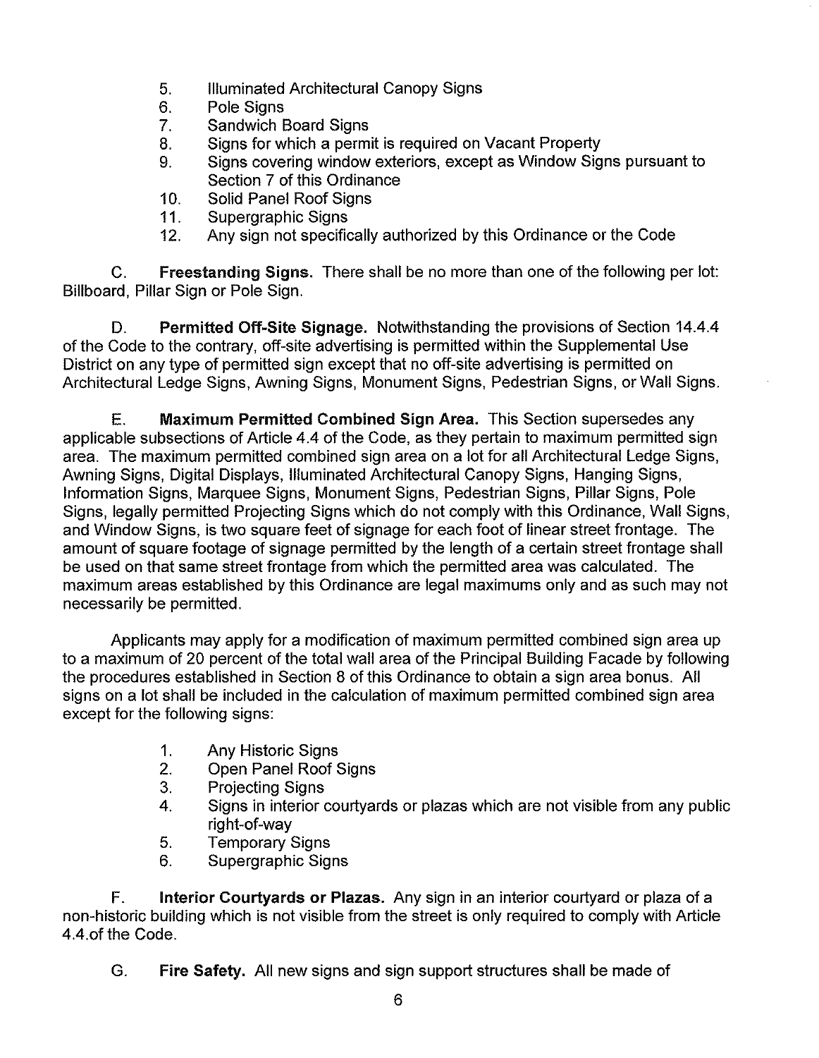5. Illuminated Architectural Canopy Signs
6. Pole Signs
7. Sandwich Board Signs
8. Signs for which a permit is required on Vacant Property
9. Signs covering window exteriors, except as Window Signs pursuant to Section 7 of this Ordinance
10. Solid Panel Roof Signs
11. Supergraphic Signs
12. Any sign not specifically authorized by this Ordinance or the Code

C. **Freestanding Signs.** There shall be no more than one of the following per lot: Billboard, Pillar Sign or Pole Sign.

D. **Permitted Off-Site Signage.** Notwithstanding the provisions of Section 14.4.4 of the Code to the contrary, off-site advertising is permitted within the Supplemental Use District on any type of permitted sign except that no off-site advertising is permitted on Architectural Ledge Signs, Awning Signs, Monument Signs, Pedestrian Signs, or Wall Signs.

E. **Maximum Permitted Combined Sign Area.** This Section supersedes any applicable subsections of Article 4.4 of the Code, as they pertain to maximum permitted sign area. The maximum permitted combined sign area on a lot for all Architectural Ledge Signs, Awning Signs, Digital Displays, Illuminated Architectural Canopy Signs, Hanging Signs, Information Signs, Marquee Signs, Monument Signs, Pedestrian Signs, Pillar Signs, Pole Signs, legally permitted Projecting Signs which do not comply with this Ordinance, Wall Signs, and Window Signs, is two square feet of signage for each foot of linear street frontage. The amount of square footage of signage permitted by the length of a certain street frontage shall be used on that same street frontage from which the permitted area was calculated. The maximum areas established by this Ordinance are legal maximums only and as such may not necessarily be permitted.

Applicants may apply for a modification of maximum permitted combined sign area up to a maximum of 20 percent of the total wall area of the Principal Building Facade by following the procedures established in Section 8 of this Ordinance to obtain a sign area bonus. All signs on a lot shall be included in the calculation of maximum permitted combined sign area except for the following signs:

1. Any Historic Signs
2. Open Panel Roof Signs
3. Projecting Signs
4. Signs in interior courtyards or plazas which are not visible from any public right-of-way
5. Temporary Signs
6. Supergraphic Signs

F. **Interior Courtyards or Plazas.** Any sign in an interior courtyard or plaza of a non-historic building which is not visible from the street is only required to comply with Article 4.4.of the Code.

G. **Fire Safety.** All new signs and sign support structures shall be made of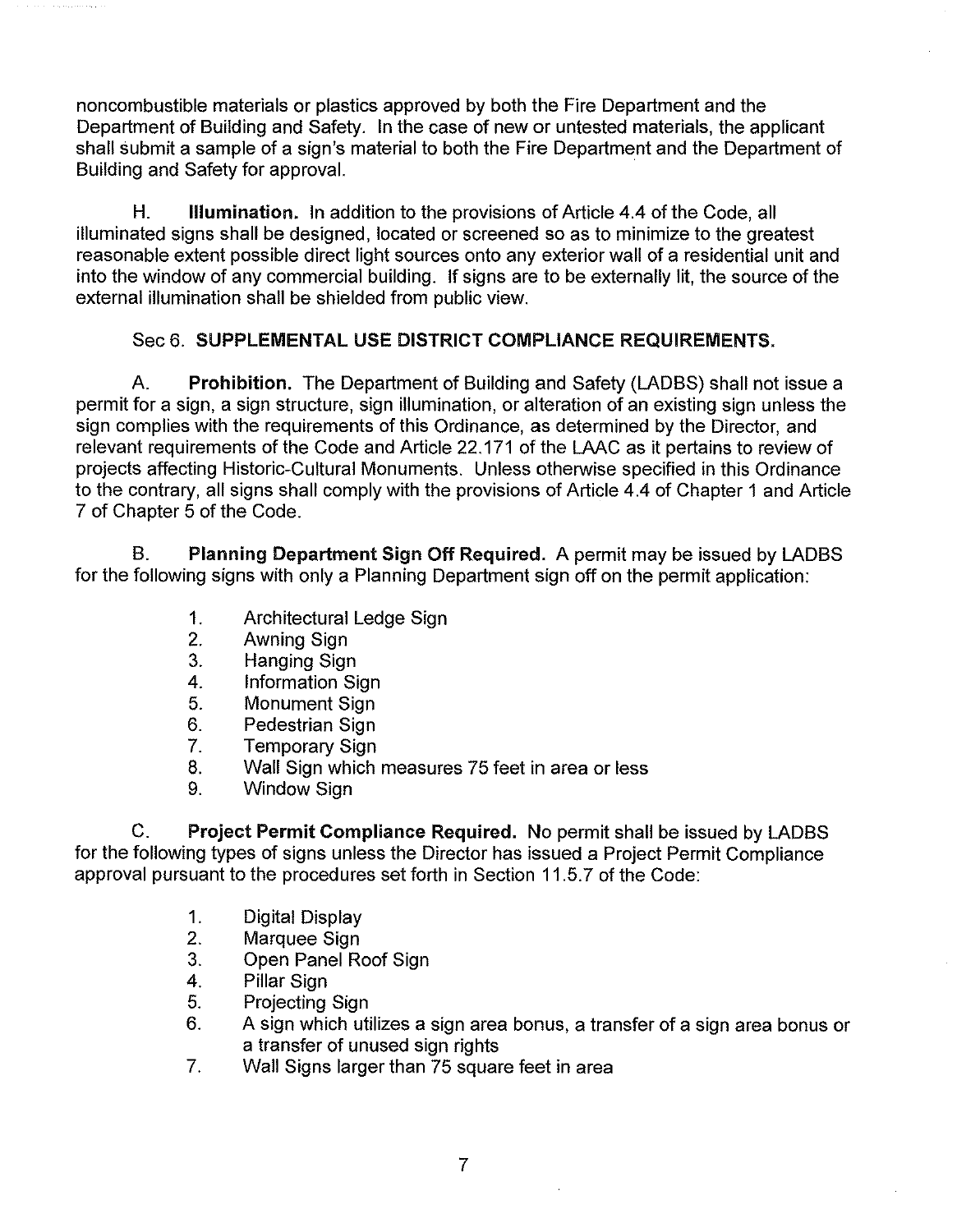noncombustible materials or plastics approved by both the Fire Department and the Department of Building and Safety. In the case of new or untested materials, the applicant shall submit a sample of a sign's material to both the Fire Department and the Department of Building and Safety for approval.

H. **Illumination.** In addition to the provisions of Article 4.4 of the Code, all illuminated signs shall be designed, located or screened so as to minimize to the greatest reasonable extent possible direct light sources onto any exterior wall of a residential unit and into the window of any commercial building. If signs are to be externally lit, the source of the external illumination shall be shielded from public view.

## Sec 6. **SUPPLEMENTAL USE DISTRICT COMPLIANCE REQUIREMENTS.**

A. **Prohibition.** The Department of Building and Safety (LADBS) shall not issue a permit for a sign, a sign structure, sign illumination, or alteration of an existing sign unless the sign complies with the requirements of this Ordinance, as determined by the Director, and relevant requirements of the Code and Article 22.171 of the LAAC as it pertains to review of projects affecting Historic-Cultural Monuments. Unless otherwise specified in this Ordinance to the contrary, all signs shall comply with the provisions of Article 4.4 of Chapter 1 and Article 7 of Chapter 5 of the Code.

B. **Planning Department Sign Off Required.** A permit may be issued by LADBS for the following signs with only a Planning Department sign off on the permit application:

1. Architectural Ledge Sign
2. Awning Sign
3. Hanging Sign
4. Information Sign
5. Monument Sign
6. Pedestrian Sign
7. Temporary Sign
8. Wall Sign which measures 75 feet in area or less
9. Window Sign

C. **Project Permit Compliance Required.** No permit shall be issued by LADBS for the following types of signs unless the Director has issued a Project Permit Compliance approval pursuant to the procedures set forth in Section 11.5.7 of the Code:

1. Digital Display
2. Marquee Sign
3. Open Panel Roof Sign
4. Pillar Sign
5. Projecting Sign
6. A sign which utilizes a sign area bonus, a transfer of a sign area bonus or a transfer of unused sign rights
7. Wall Signs larger than 75 square feet in area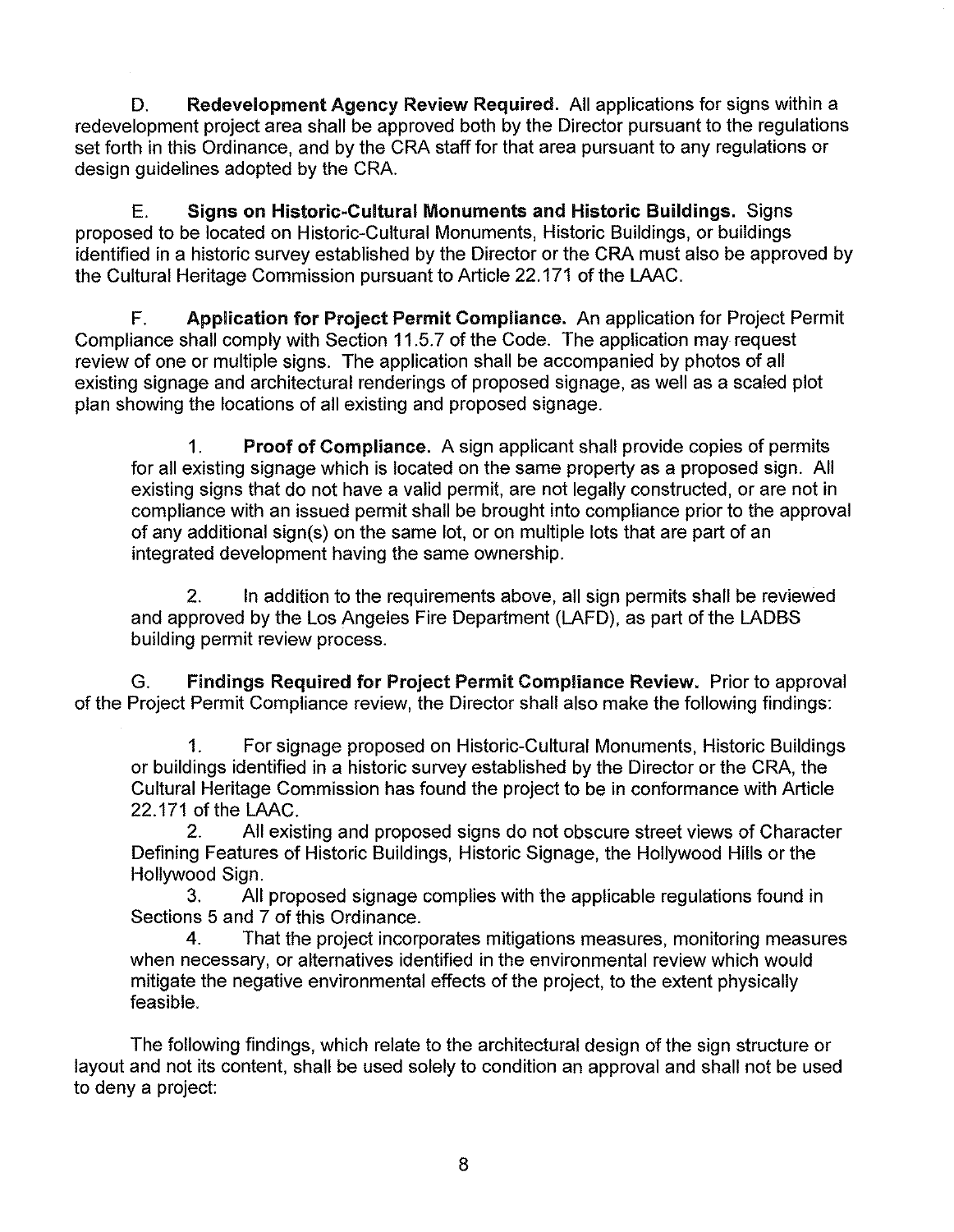D. **Redevelopment Agency Review Required.** All applications for signs within a redevelopment project area shall be approved both by the Director pursuant to the regulations set forth in this Ordinance, and by the CRA staff for that area pursuant to any regulations or design guidelines adopted by the CRA.

E. **Signs on Historic-Cultural Monuments and Historic Buildings.** Signs proposed to be located on Historic-Cultural Monuments, Historic Buildings, or buildings identified in a historic survey established by the Director or the CRA must also be approved by the Cultural Heritage Commission pursuant to Article 22.171 of the LAAC.

F. **Application for Project Permit Compliance.** An application for Project Permit Compliance shall comply with Section 11.5.7 of the Code. The application may request review of one or multiple signs. The application shall be accompanied by photos of all existing signage and architectural renderings of proposed signage, as well as a scaled plot plan showing the locations of all existing and proposed signage.

1. **Proof of Compliance.** A sign applicant shall provide copies of permits for all existing signage which is located on the same property as a proposed sign. All existing signs that do not have a valid permit, are not legally constructed, or are not in compliance with an issued permit shall be brought into compliance prior to the approval of any additional sign(s) on the same lot, or on multiple lots that are part of an integrated development having the same ownership.

2. In addition to the requirements above, all sign permits shall be reviewed and approved by the Los Angeles Fire Department (LAFD), as part of the LADBS building permit review process.

G. **Findings Required for Project Permit Compliance Review.** Prior to approval of the Project Permit Compliance review, the Director shall also make the following findings:

1. For signage proposed on Historic-Cultural Monuments, Historic Buildings or buildings identified in a historic survey established by the Director or the CRA, the Cultural Heritage Commission has found the project to be in conformance with Article 22.171 of the LAAC.
2. All existing and proposed signs do not obscure street views of Character Defining Features of Historic Buildings, Historic Signage, the Hollywood Hills or the Hollywood Sign.
3. All proposed signage complies with the applicable regulations found in Sections 5 and 7 of this Ordinance.
4. That the project incorporates mitigations measures, monitoring measures when necessary, or alternatives identified in the environmental review which would mitigate the negative environmental effects of the project, to the extent physically feasible.

The following findings, which relate to the architectural design of the sign structure or layout and not its content, shall be used solely to condition an approval and shall not be used to deny a project: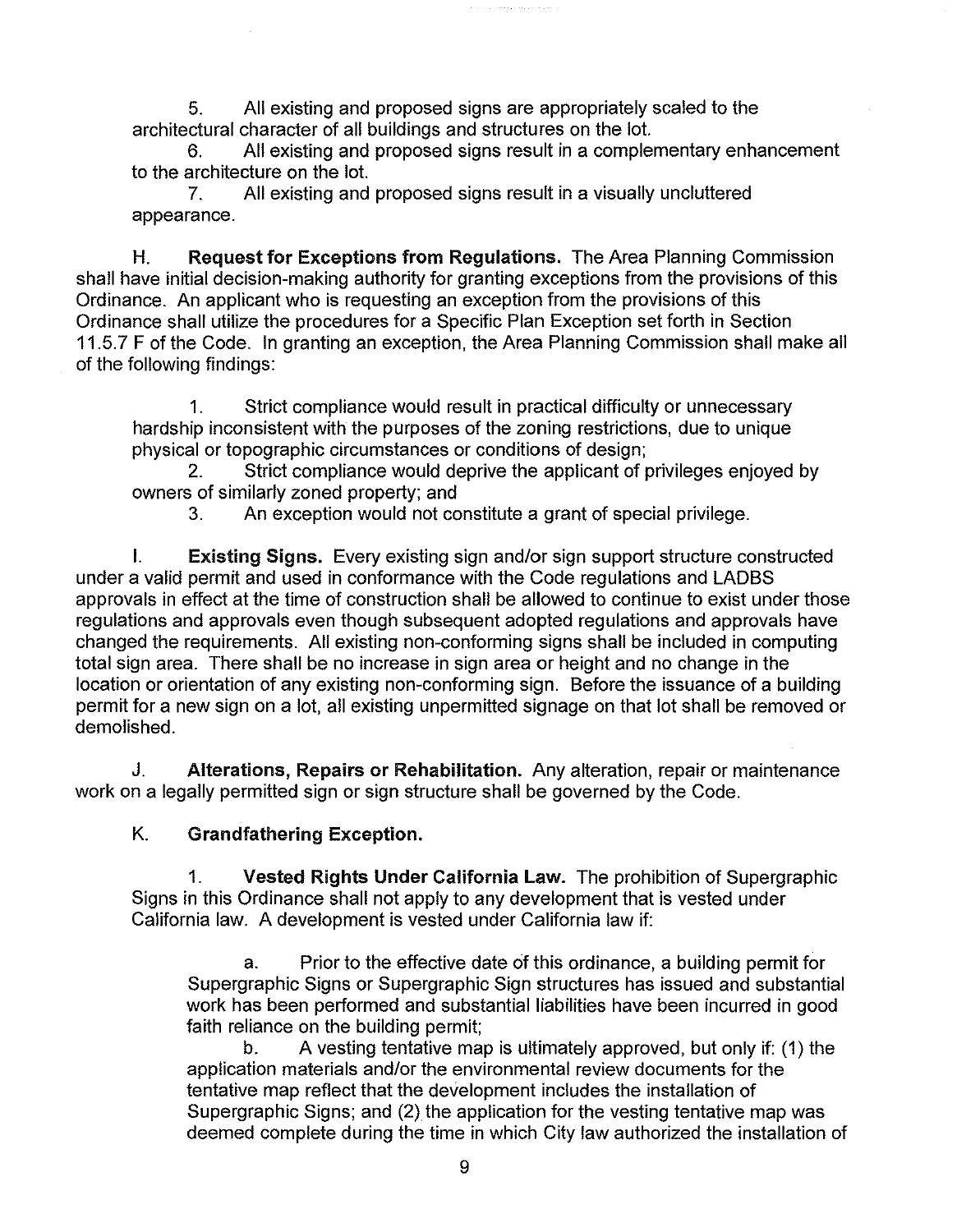5. All existing and proposed signs are appropriately scaled to the architectural character of all buildings and structures on the lot.

6. All existing and proposed signs result in a complementary enhancement to the architecture on the lot.

7. All existing and proposed signs result in a visually uncluttered appearance.

H. **Request for Exceptions from Regulations.** The Area Planning Commission shall have initial decision-making authority for granting exceptions from the provisions of this Ordinance. An applicant who is requesting an exception from the provisions of this Ordinance shall utilize the procedures for a Specific Plan Exception set forth in Section 11.5.7 F of the Code. In granting an exception, the Area Planning Commission shall make all of the following findings:

1. Strict compliance would result in practical difficulty or unnecessary hardship inconsistent with the purposes of the zoning restrictions, due to unique physical or topographic circumstances or conditions of design;
2. Strict compliance would deprive the applicant of privileges enjoyed by owners of similarly zoned property; and
3. An exception would not constitute a grant of special privilege.

I. **Existing Signs.** Every existing sign and/or sign support structure constructed under a valid permit and used in conformance with the Code regulations and LADBS approvals in effect at the time of construction shall be allowed to continue to exist under those regulations and approvals even though subsequent adopted regulations and approvals have changed the requirements. All existing non-conforming signs shall be included in computing total sign area. There shall be no increase in sign area or height and no change in the location or orientation of any existing non-conforming sign. Before the issuance of a building permit for a new sign on a lot, all existing unpermitted signage on that lot shall be removed or demolished.

J. **Alterations, Repairs or Rehabilitation.** Any alteration, repair or maintenance work on a legally permitted sign or sign structure shall be governed by the Code.

K. **Grandfathering Exception.**

1. **Vested Rights Under California Law.** The prohibition of Supergraphic Signs in this Ordinance shall not apply to any development that is vested under California law. A development is vested under California law if:

   a. Prior to the effective date of this ordinance, a building permit for Supergraphic Signs or Supergraphic Sign structures has issued and substantial work has been performed and substantial liabilities have been incurred in good faith reliance on the building permit;

   b. A vesting tentative map is ultimately approved, but only if: (1) the application materials and/or the environmental review documents for the tentative map reflect that the development includes the installation of Supergraphic Signs; and (2) the application for the vesting tentative map was deemed complete during the time in which City law authorized the installation of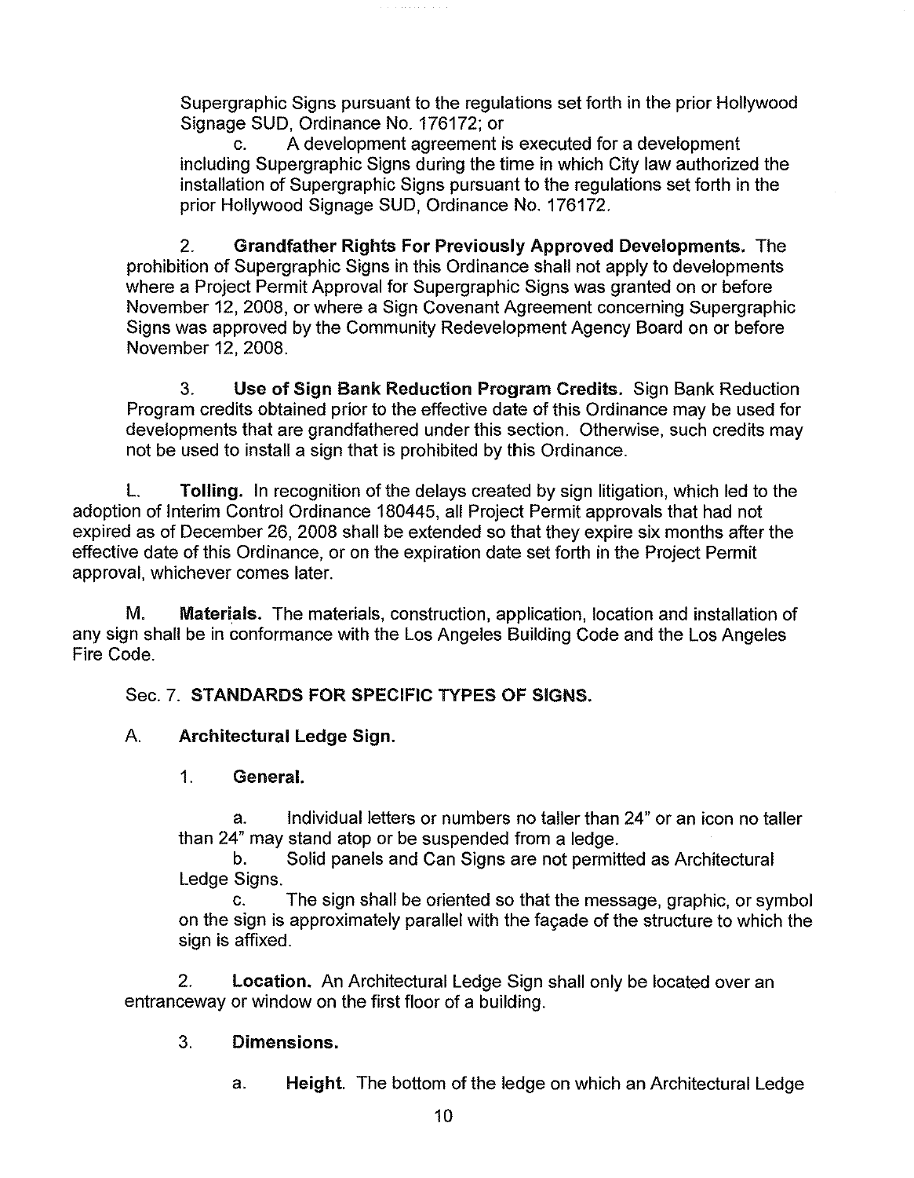Supergraphic Signs pursuant to the regulations set forth in the prior Hollywood Signage SUD, Ordinance No. 176172; or

c. A development agreement is executed for a development including Supergraphic Signs during the time in which City law authorized the installation of Supergraphic Signs pursuant to the regulations set forth in the prior Hollywood Signage SUD, Ordinance No. 176172.

2. **Grandfather Rights For Previously Approved Developments.** The prohibition of Supergraphic Signs in this Ordinance shall not apply to developments where a Project Permit Approval for Supergraphic Signs was granted on or before November 12, 2008, or where a Sign Covenant Agreement concerning Supergraphic Signs was approved by the Community Redevelopment Agency Board on or before November 12, 2008.

3. **Use of Sign Bank Reduction Program Credits.** Sign Bank Reduction Program credits obtained prior to the effective date of this Ordinance may be used for developments that are grandfathered under this section. Otherwise, such credits may not be used to install a sign that is prohibited by this Ordinance.

L. **Tolling.** In recognition of the delays created by sign litigation, which led to the adoption of Interim Control Ordinance 180445, all Project Permit approvals that had not expired as of December 26, 2008 shall be extended so that they expire six months after the effective date of this Ordinance, or on the expiration date set forth in the Project Permit approval, whichever comes later.

M. **Materials.** The materials, construction, application, location and installation of any sign shall be in conformance with the Los Angeles Building Code and the Los Angeles Fire Code.

Sec. 7. **STANDARDS FOR SPECIFIC TYPES OF SIGNS.**

A. **Architectural Ledge Sign.**

1. **General.**

a. Individual letters or numbers no taller than 24" or an icon no taller than 24" may stand atop or be suspended from a ledge.

b. Solid panels and Can Signs are not permitted as Architectural Ledge Signs.

c. The sign shall be oriented so that the message, graphic, or symbol on the sign is approximately parallel with the façade of the structure to which the sign is affixed.

2. **Location.** An Architectural Ledge Sign shall only be located over an entranceway or window on the first floor of a building.

3. **Dimensions.**

a. **Height.** The bottom of the ledge on which an Architectural Ledge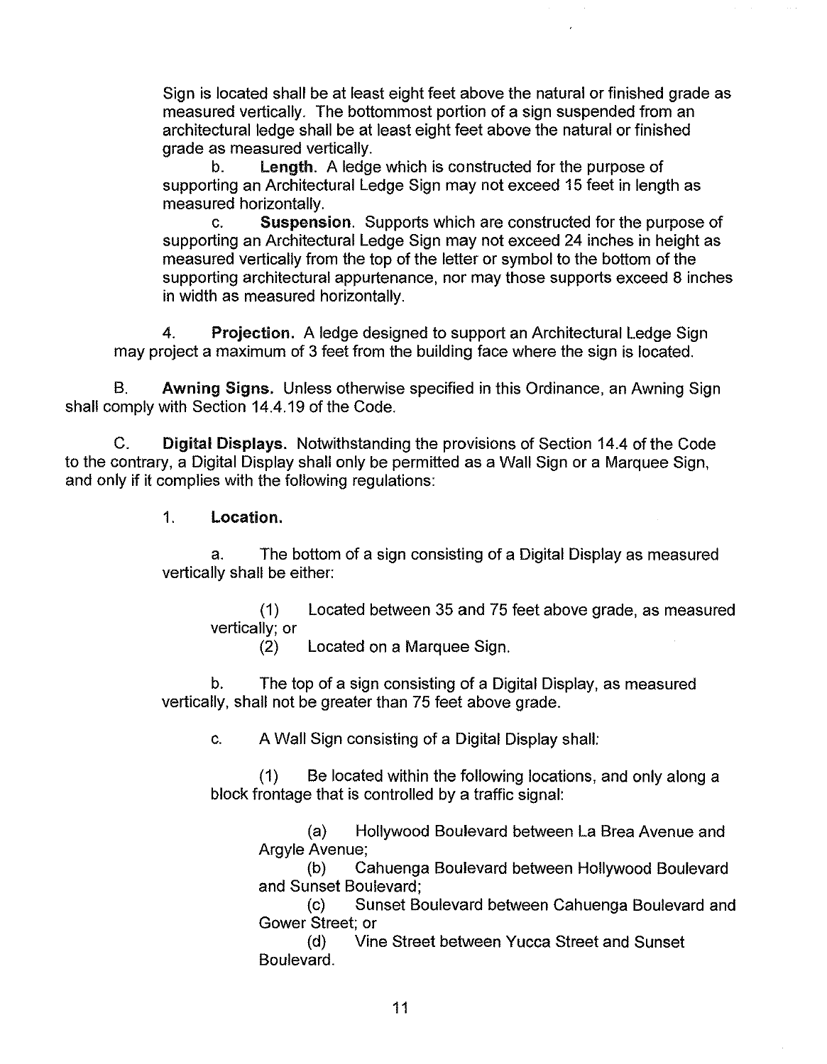Sign is located shall be at least eight feet above the natural or finished grade as measured vertically. The bottommost portion of a sign suspended from an architectural ledge shall be at least eight feet above the natural or finished grade as measured vertically.

b. **Length.** A ledge which is constructed for the purpose of supporting an Architectural Ledge Sign may not exceed 15 feet in length as measured horizontally.

c. **Suspension**. Supports which are constructed for the purpose of supporting an Architectural Ledge Sign may not exceed 24 inches in height as measured vertically from the top of the letter or symbol to the bottom of the supporting architectural appurtenance, nor may those supports exceed 8 inches in width as measured horizontally.

4. **Projection.** A ledge designed to support an Architectural Ledge Sign may project a maximum of 3 feet from the building face where the sign is located.

B. **Awning Signs.** Unless otherwise specified in this Ordinance, an Awning Sign shall comply with Section 14.4.19 of the Code.

C. **Digital Displays.** Notwithstanding the provisions of Section 14.4 of the Code to the contrary, a Digital Display shall only be permitted as a Wall Sign or a Marquee Sign, and only if it complies with the following regulations:

1. **Location.**

a. The bottom of a sign consisting of a Digital Display as measured vertically shall be either:

(1) Located between 35 and 75 feet above grade, as measured vertically; or

(2) Located on a Marquee Sign.

b. The top of a sign consisting of a Digital Display, as measured vertically, shall not be greater than 75 feet above grade.

c. A Wall Sign consisting of a Digital Display shall:

(1) Be located within the following locations, and only along a block frontage that is controlled by a traffic signal:

(a) Hollywood Boulevard between La Brea Avenue and Argyle Avenue;

(b) Cahuenga Boulevard between Hollywood Boulevard and Sunset Boulevard;

(c) Sunset Boulevard between Cahuenga Boulevard and Gower Street; or

(d) Vine Street between Yucca Street and Sunset Boulevard.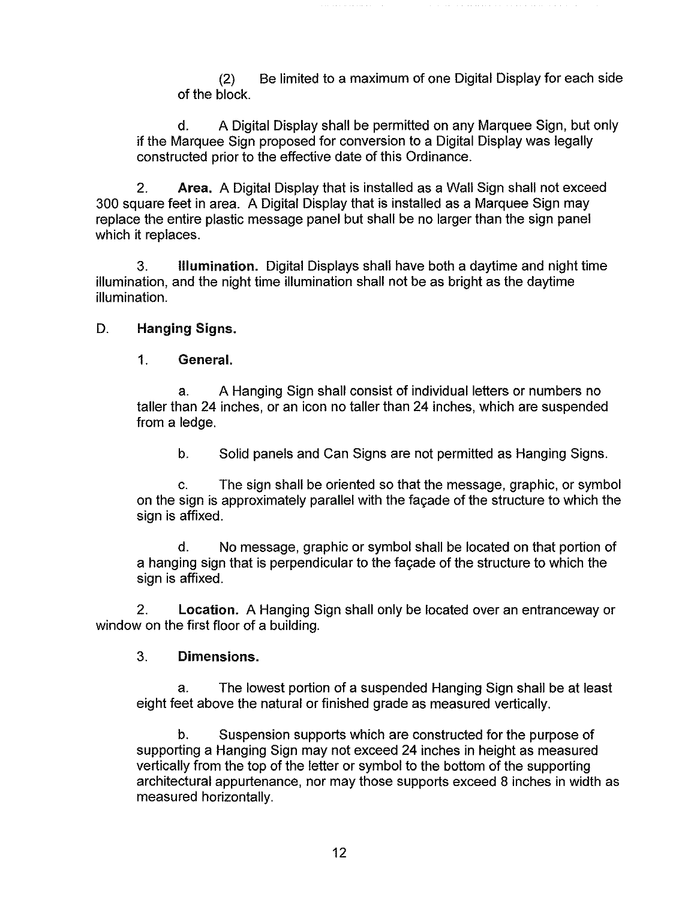(2) Be limited to a maximum of one Digital Display for each side of the block.

d. A Digital Display shall be permitted on any Marquee Sign, but only if the Marquee Sign proposed for conversion to a Digital Display was legally constructed prior to the effective date of this Ordinance.

2. **Area.** A Digital Display that is installed as a Wall Sign shall not exceed 300 square feet in area. A Digital Display that is installed as a Marquee Sign may replace the entire plastic message panel but shall be no larger than the sign panel which it replaces.

3. **Illumination.** Digital Displays shall have both a daytime and night time illumination, and the night time illumination shall not be as bright as the daytime illumination.

D. **Hanging Signs.**

1. **General.**

a. A Hanging Sign shall consist of individual letters or numbers no taller than 24 inches, or an icon no taller than 24 inches, which are suspended from a ledge.

b. Solid panels and Can Signs are not permitted as Hanging Signs.

c. The sign shall be oriented so that the message, graphic, or symbol on the sign is approximately parallel with the façade of the structure to which the sign is affixed.

d. No message, graphic or symbol shall be located on that portion of a hanging sign that is perpendicular to the façade of the structure to which the sign is affixed.

2. **Location.** A Hanging Sign shall only be located over an entranceway or window on the first floor of a building.

3. **Dimensions.**

a. The lowest portion of a suspended Hanging Sign shall be at least eight feet above the natural or finished grade as measured vertically.

b. Suspension supports which are constructed for the purpose of supporting a Hanging Sign may not exceed 24 inches in height as measured vertically from the top of the letter or symbol to the bottom of the supporting architectural appurtenance, nor may those supports exceed 8 inches in width as measured horizontally.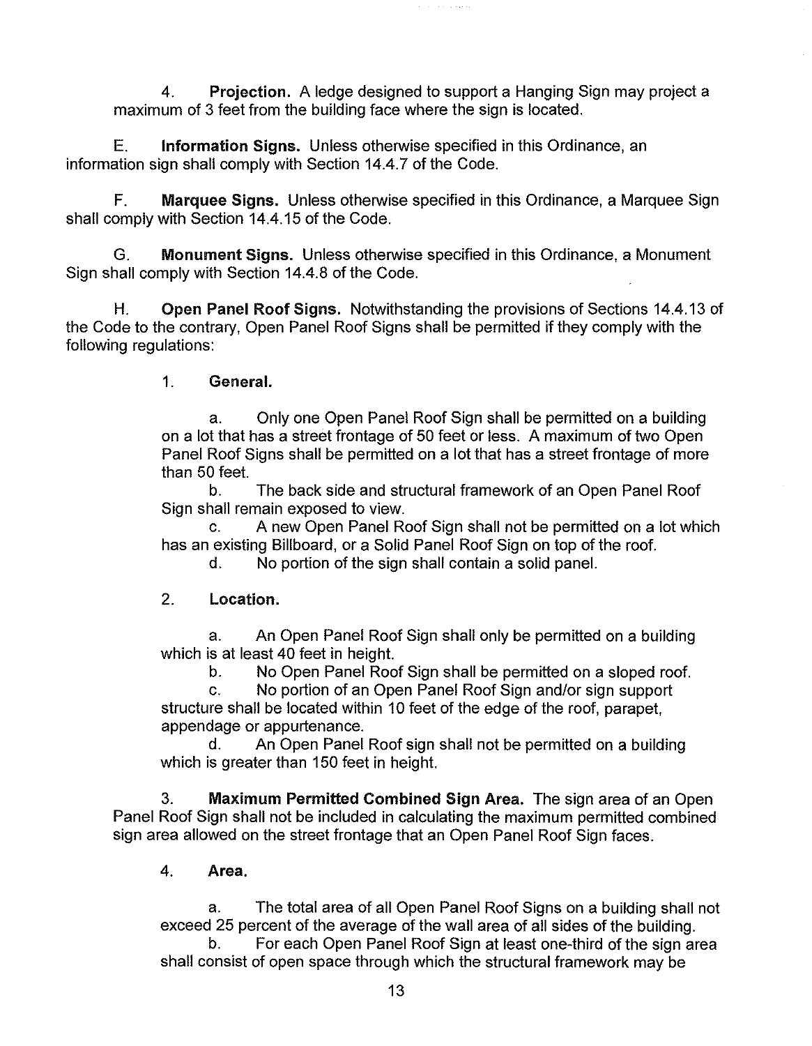4. **Projection.** A ledge designed to support a Hanging Sign may project a maximum of 3 feet from the building face where the sign is located.

E. **Information Signs.** Unless otherwise specified in this Ordinance, an information sign shall comply with Section 14.4.7 of the Code.

F. **Marquee Signs.** Unless otherwise specified in this Ordinance, a Marquee Sign shall comply with Section 14.4.15 of the Code.

G. **Monument Signs.** Unless otherwise specified in this Ordinance, a Monument Sign shall comply with Section 14.4.8 of the Code.

H. **Open Panel Roof Signs.** Notwithstanding the provisions of Sections 14.4.13 of the Code to the contrary, Open Panel Roof Signs shall be permitted if they comply with the following regulations:

1. **General.**

a. Only one Open Panel Roof Sign shall be permitted on a building on a lot that has a street frontage of 50 feet or less. A maximum of two Open Panel Roof Signs shall be permitted on a lot that has a street frontage of more than 50 feet.

b. The back side and structural framework of an Open Panel Roof Sign shall remain exposed to view.

c. A new Open Panel Roof Sign shall not be permitted on a lot which has an existing Billboard, or a Solid Panel Roof Sign on top of the roof.

d. No portion of the sign shall contain a solid panel.

2. **Location.**

a. An Open Panel Roof Sign shall only be permitted on a building which is at least 40 feet in height.

b. No Open Panel Roof Sign shall be permitted on a sloped roof.

c. No portion of an Open Panel Roof Sign and/or sign support structure shall be located within 10 feet of the edge of the roof, parapet, appendage or appurtenance.

d. An Open Panel Roof sign shall not be permitted on a building which is greater than 150 feet in height.

3. **Maximum Permitted Combined Sign Area.** The sign area of an Open Panel Roof Sign shall not be included in calculating the maximum permitted combined sign area allowed on the street frontage that an Open Panel Roof Sign faces.

4. **Area.**

a. The total area of all Open Panel Roof Signs on a building shall not exceed 25 percent of the average of the wall area of all sides of the building.

b. For each Open Panel Roof Sign at least one-third of the sign area shall consist of open space through which the structural framework may be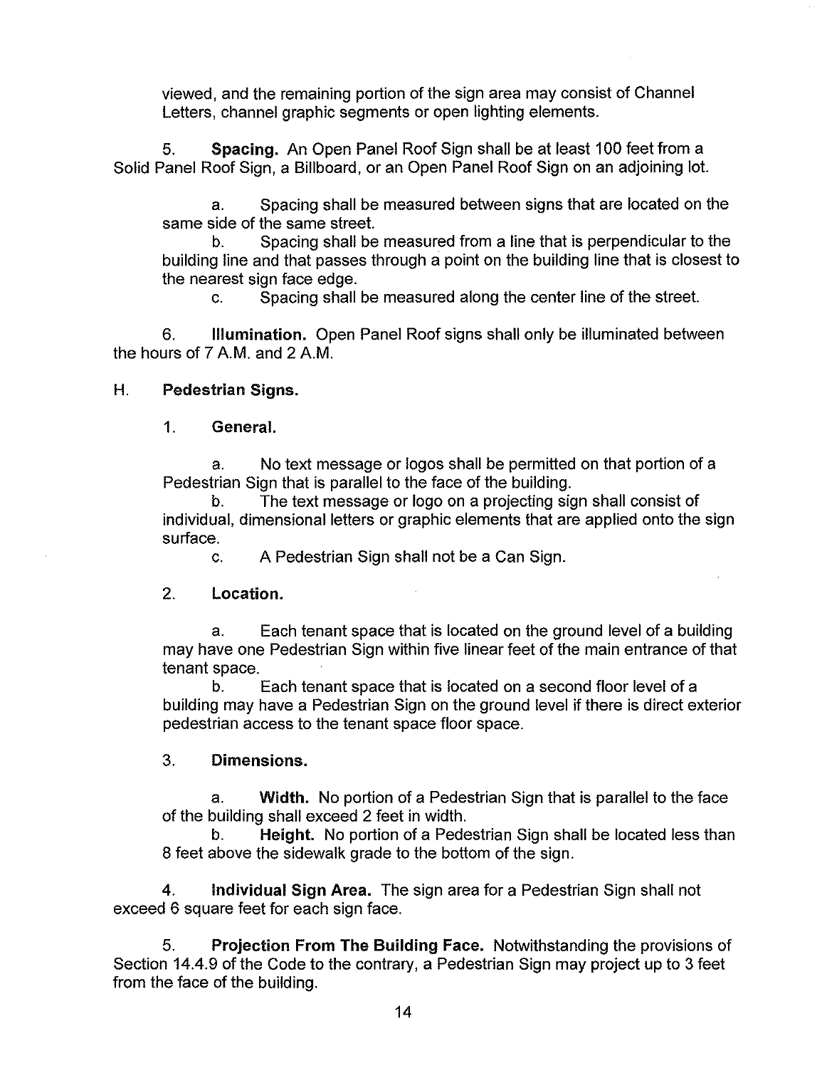viewed, and the remaining portion of the sign area may consist of Channel Letters, channel graphic segments or open lighting elements.

5. **Spacing.** An Open Panel Roof Sign shall be at least 100 feet from a Solid Panel Roof Sign, a Billboard, or an Open Panel Roof Sign on an adjoining lot.

a. Spacing shall be measured between signs that are located on the same side of the same street.

b. Spacing shall be measured from a line that is perpendicular to the building line and that passes through a point on the building line that is closest to the nearest sign face edge.

c. Spacing shall be measured along the center line of the street.

6. **Illumination.** Open Panel Roof signs shall only be illuminated between the hours of 7 A.M. and 2 A.M.

H. **Pedestrian Signs.**

1. **General.**

a. No text message or logos shall be permitted on that portion of a Pedestrian Sign that is parallel to the face of the building.

b. The text message or logo on a projecting sign shall consist of individual, dimensional letters or graphic elements that are applied onto the sign surface.

c. A Pedestrian Sign shall not be a Can Sign.

2. **Location.**

a. Each tenant space that is located on the ground level of a building may have one Pedestrian Sign within five linear feet of the main entrance of that tenant space.

b. Each tenant space that is located on a second floor level of a building may have a Pedestrian Sign on the ground level if there is direct exterior pedestrian access to the tenant space floor space.

3. **Dimensions.**

a. **Width.** No portion of a Pedestrian Sign that is parallel to the face of the building shall exceed 2 feet in width.

b. **Height.** No portion of a Pedestrian Sign shall be located less than 8 feet above the sidewalk grade to the bottom of the sign.

4. **Individual Sign Area.** The sign area for a Pedestrian Sign shall not exceed 6 square feet for each sign face.

5. **Projection From The Building Face.** Notwithstanding the provisions of Section 14.4.9 of the Code to the contrary, a Pedestrian Sign may project up to 3 feet from the face of the building.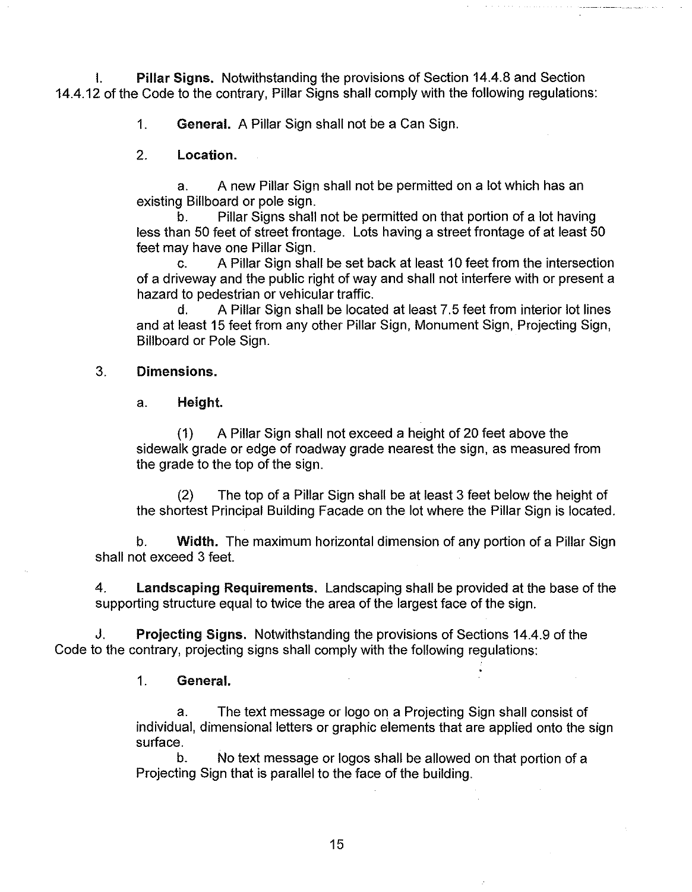I. **Pillar Signs.** Notwithstanding the provisions of Section 14.4.8 and Section 14.4.12 of the Code to the contrary, Pillar Signs shall comply with the following regulations:

1. **General.** A Pillar Sign shall not be a Can Sign.

2. **Location.**

   a. A new Pillar Sign shall not be permitted on a lot which has an existing Billboard or pole sign.

   b. Pillar Signs shall not be permitted on that portion of a lot having less than 50 feet of street frontage. Lots having a street frontage of at least 50 feet may have one Pillar Sign.

   c. A Pillar Sign shall be set back at least 10 feet from the intersection of a driveway and the public right of way and shall not interfere with or present a hazard to pedestrian or vehicular traffic.

   d. A Pillar Sign shall be located at least 7.5 feet from interior lot lines and at least 15 feet from any other Pillar Sign, Monument Sign, Projecting Sign, Billboard or Pole Sign.

3. **Dimensions.**

   a. **Height.**

   (1) A Pillar Sign shall not exceed a height of 20 feet above the sidewalk grade or edge of roadway grade nearest the sign, as measured from the grade to the top of the sign.

   (2) The top of a Pillar Sign shall be at least 3 feet below the height of the shortest Principal Building Facade on the lot where the Pillar Sign is located.

   b. **Width.** The maximum horizontal dimension of any portion of a Pillar Sign shall not exceed 3 feet.

4. **Landscaping Requirements.** Landscaping shall be provided at the base of the supporting structure equal to twice the area of the largest face of the sign.

J. **Projecting Signs.** Notwithstanding the provisions of Sections 14.4.9 of the Code to the contrary, projecting signs shall comply with the following regulations:

1. **General.**

   a. The text message or logo on a Projecting Sign shall consist of individual, dimensional letters or graphic elements that are applied onto the sign surface.

   b. No text message or logos shall be allowed on that portion of a Projecting Sign that is parallel to the face of the building.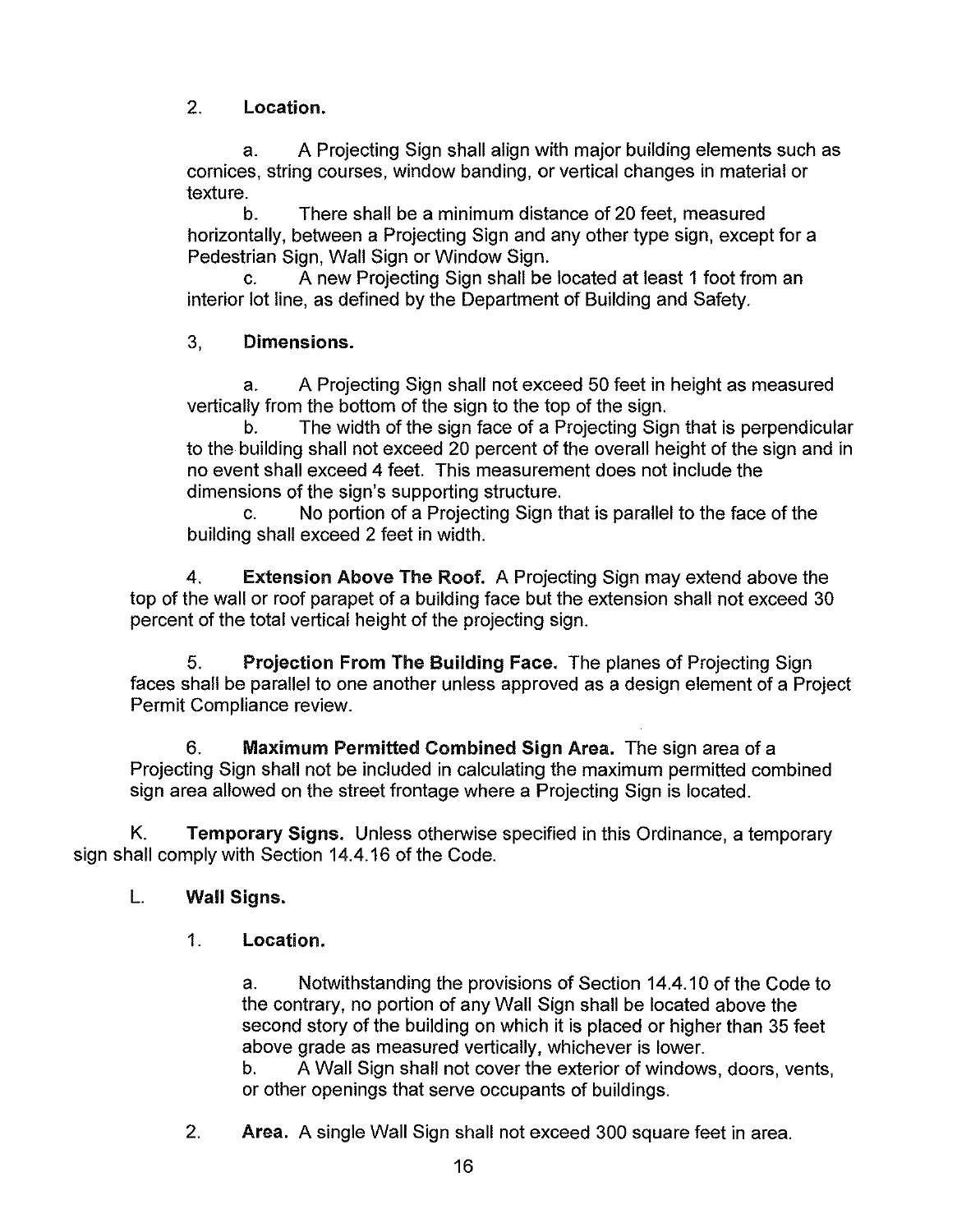2. **Location.**

a. A Projecting Sign shall align with major building elements such as cornices, string courses, window banding, or vertical changes in material or texture.

b. There shall be a minimum distance of 20 feet, measured horizontally, between a Projecting Sign and any other type sign, except for a Pedestrian Sign, Wall Sign or Window Sign.

c. A new Projecting Sign shall be located at least 1 foot from an interior lot line, as defined by the Department of Building and Safety.

3, **Dimensions.**

a. A Projecting Sign shall not exceed 50 feet in height as measured vertically from the bottom of the sign to the top of the sign.

b. The width of the sign face of a Projecting Sign that is perpendicular to the building shall not exceed 20 percent of the overall height of the sign and in no event shall exceed 4 feet. This measurement does not include the dimensions of the sign's supporting structure.

c. No portion of a Projecting Sign that is parallel to the face of the building shall exceed 2 feet in width.

4. **Extension Above The Roof.** A Projecting Sign may extend above the top of the wall or roof parapet of a building face but the extension shall not exceed 30 percent of the total vertical height of the projecting sign.

5. **Projection From The Building Face.** The planes of Projecting Sign faces shall be parallel to one another unless approved as a design element of a Project Permit Compliance review.

6. **Maximum Permitted Combined Sign Area.** The sign area of a Projecting Sign shall not be included in calculating the maximum permitted combined sign area allowed on the street frontage where a Projecting Sign is located.

K. **Temporary Signs.** Unless otherwise specified in this Ordinance, a temporary sign shall comply with Section 14.4.16 of the Code.

L. **Wall Signs.**

1. **Location.**

a. Notwithstanding the provisions of Section 14.4.10 of the Code to the contrary, no portion of any Wall Sign shall be located above the second story of the building on which it is placed or higher than 35 feet above grade as measured vertically, whichever is lower.

b. A Wall Sign shall not cover the exterior of windows, doors, vents, or other openings that serve occupants of buildings.

2. **Area.** A single Wall Sign shall not exceed 300 square feet in area.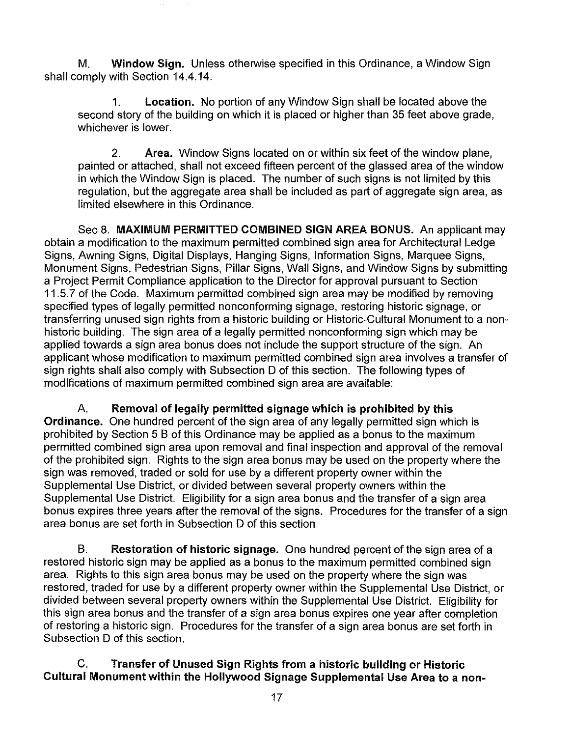M. **Window Sign.** Unless otherwise specified in this Ordinance, a Window Sign shall comply with Section 14.4.14.

1. **Location.** No portion of any Window Sign shall be located above the second story of the building on which it is placed or higher than 35 feet above grade, whichever is lower.

2. **Area.** Window Signs located on or within six feet of the window plane, painted or attached, shall not exceed fifteen percent of the glassed area of the window in which the Window Sign is placed. The number of such signs is not limited by this regulation, but the aggregate area shall be included as part of aggregate sign area, as limited elsewhere in this Ordinance.

Sec 8. **MAXIMUM PERMITTED COMBINED SIGN AREA BONUS.** An applicant may obtain a modification to the maximum permitted combined sign area for Architectural Ledge Signs, Awning Signs, Digital Displays, Hanging Signs, Information Signs, Marquee Signs, Monument Signs, Pedestrian Signs, Pillar Signs, Wall Signs, and Window Signs by submitting a Project Permit Compliance application to the Director for approval pursuant to Section 11.5.7 of the Code. Maximum permitted combined sign area may be modified by removing specified types of legally permitted nonconforming signage, restoring historic signage, or transferring unused sign rights from a historic building or Historic-Cultural Monument to a non-historic building. The sign area of a legally permitted nonconforming sign which may be applied towards a sign area bonus does not include the support structure of the sign. An applicant whose modification to maximum permitted combined sign area involves a transfer of sign rights shall also comply with Subsection D of this section. The following types of modifications of maximum permitted combined sign area are available:

A. **Removal of legally permitted signage which is prohibited by this Ordinance.** One hundred percent of the sign area of any legally permitted sign which is prohibited by Section 5 B of this Ordinance may be applied as a bonus to the maximum permitted combined sign area upon removal and final inspection and approval of the removal of the prohibited sign. Rights to the sign area bonus may be used on the property where the sign was removed, traded or sold for use by a different property owner within the Supplemental Use District, or divided between several property owners within the Supplemental Use District. Eligibility for a sign area bonus and the transfer of a sign area bonus expires three years after the removal of the signs. Procedures for the transfer of a sign area bonus are set forth in Subsection D of this section.

B. **Restoration of historic signage.** One hundred percent of the sign area of a restored historic sign may be applied as a bonus to the maximum permitted combined sign area. Rights to this sign area bonus may be used on the property where the sign was restored, traded for use by a different property owner within the Supplemental Use District, or divided between several property owners within the Supplemental Use District. Eligibility for this sign area bonus and the transfer of a sign area bonus expires one year after completion of restoring a historic sign. Procedures for the transfer of a sign area bonus are set forth in Subsection D of this section.

C. **Transfer of Unused Sign Rights from a historic building or Historic Cultural Monument within the Hollywood Signage Supplemental Use Area to a non-**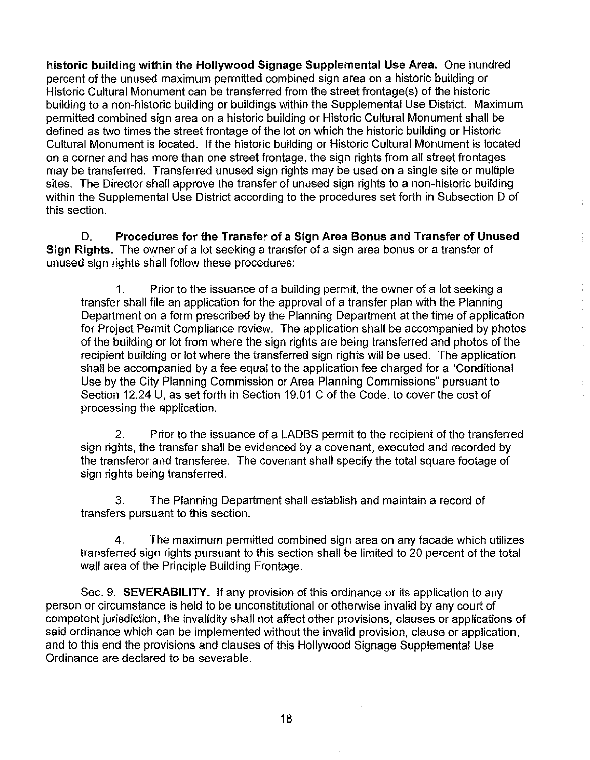**historic building within the Hollywood Signage Supplemental Use Area.** One hundred percent of the unused maximum permitted combined sign area on a historic building or Historic Cultural Monument can be transferred from the street frontage(s) of the historic building to a non-historic building or buildings within the Supplemental Use District. Maximum permitted combined sign area on a historic building or Historic Cultural Monument shall be defined as two times the street frontage of the lot on which the historic building or Historic Cultural Monument is located. If the historic building or Historic Cultural Monument is located on a corner and has more than one street frontage, the sign rights from all street frontages may be transferred. Transferred unused sign rights may be used on a single site or multiple sites. The Director shall approve the transfer of unused sign rights to a non-historic building within the Supplemental Use District according to the procedures set forth in Subsection D of this section.

D. **Procedures for the Transfer of a Sign Area Bonus and Transfer of Unused Sign Rights.** The owner of a lot seeking a transfer of a sign area bonus or a transfer of unused sign rights shall follow these procedures:

1. Prior to the issuance of a building permit, the owner of a lot seeking a transfer shall file an application for the approval of a transfer plan with the Planning Department on a form prescribed by the Planning Department at the time of application for Project Permit Compliance review. The application shall be accompanied by photos of the building or lot from where the sign rights are being transferred and photos of the recipient building or lot where the transferred sign rights will be used. The application shall be accompanied by a fee equal to the application fee charged for a "Conditional Use by the City Planning Commission or Area Planning Commissions" pursuant to Section 12.24 U, as set forth in Section 19.01 C of the Code, to cover the cost of processing the application.

2. Prior to the issuance of a LADBS permit to the recipient of the transferred sign rights, the transfer shall be evidenced by a covenant, executed and recorded by the transferor and transferee. The covenant shall specify the total square footage of sign rights being transferred.

3. The Planning Department shall establish and maintain a record of transfers pursuant to this section.

4. The maximum permitted combined sign area on any facade which utilizes transferred sign rights pursuant to this section shall be limited to 20 percent of the total wall area of the Principle Building Frontage.

Sec. 9. **SEVERABILITY.** If any provision of this ordinance or its application to any person or circumstance is held to be unconstitutional or otherwise invalid by any court of competent jurisdiction, the invalidity shall not affect other provisions, clauses or applications of said ordinance which can be implemented without the invalid provision, clause or application, and to this end the provisions and clauses of this Hollywood Signage Supplemental Use Ordinance are declared to be severable.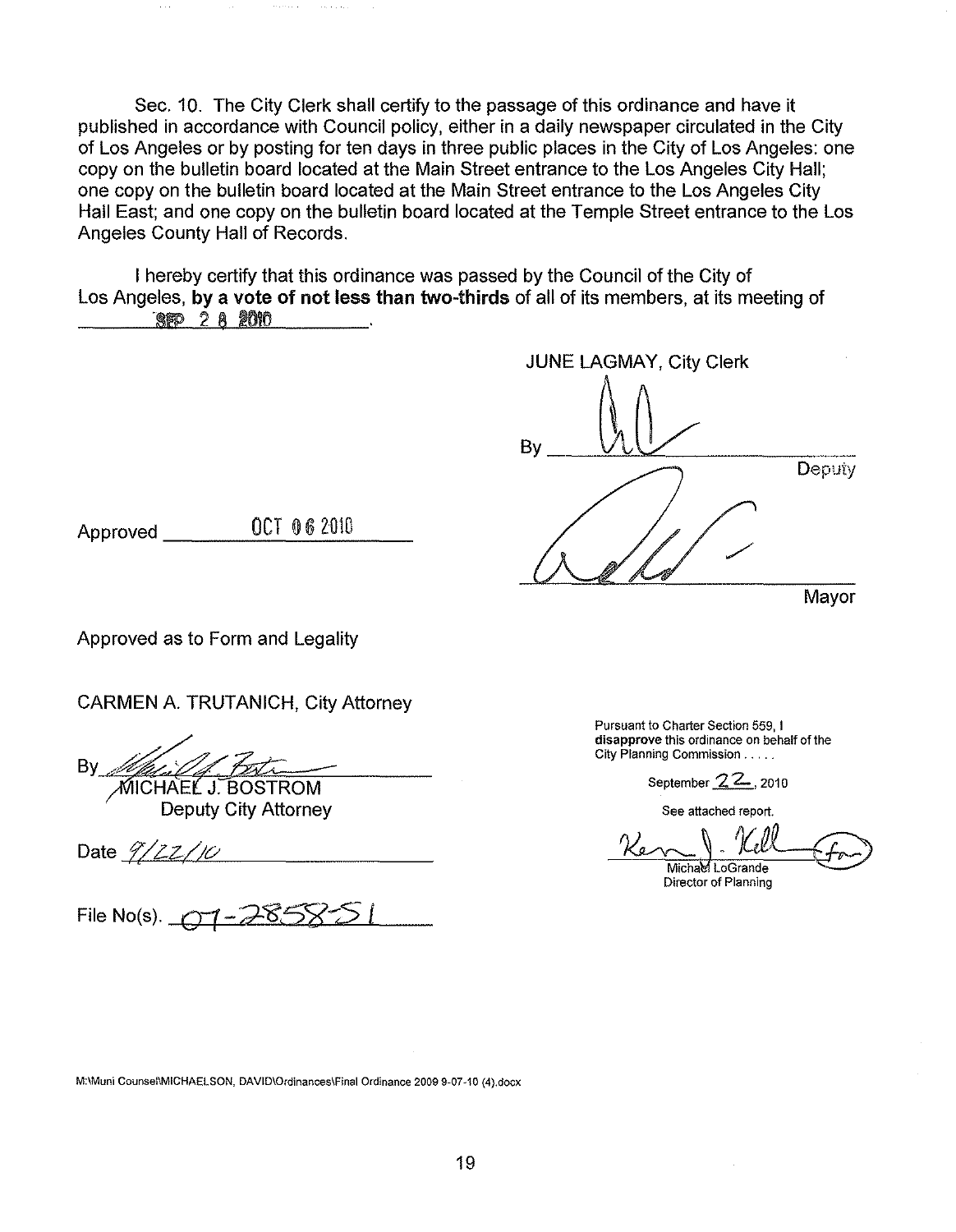Sec. 10. The City Clerk shall certify to the passage of this ordinance and have it published in accordance with Council policy, either in a daily newspaper circulated in the City of Los Angeles or by posting for ten days in three public places in the City of Los Angeles: one copy on the bulletin board located at the Main Street entrance to the Los Angeles City Hall; one copy on the bulletin board located at the Main Street entrance to the Los Angeles City Hall East; and one copy on the bulletin board located at the Temple Street entrance to the Los Angeles County Hall of Records.

I hereby certify that this ordinance was passed by the Council of the City of Los Angeles, **by a vote of not less than two-thirds** of all of its members, at its meeting of SEP 28 2010.

JUNE LAGMAY, City Clerk

By ______________________ Deputy

Approved OCT 06 2010

______________________ Mayor

Approved as to Form and Legality

CARMEN A. TRUTANICH, City Attorney

By ______________________
MICHAEL J. BOSTROM
Deputy City Attorney

Date 9/22/10

File No(s). 07-2858-S1

Pursuant to Charter Section 559, I **disapprove** this ordinance on behalf of the City Planning Commission . . . . .

September 22, 2010

See attached report.

______________________ (for)
Michael LoGrande
Director of Planning

M:\Muni Counsel\MICHAELSON, DAVID\Ordinances\Final Ordinance 2009 9-07-10 (4).docx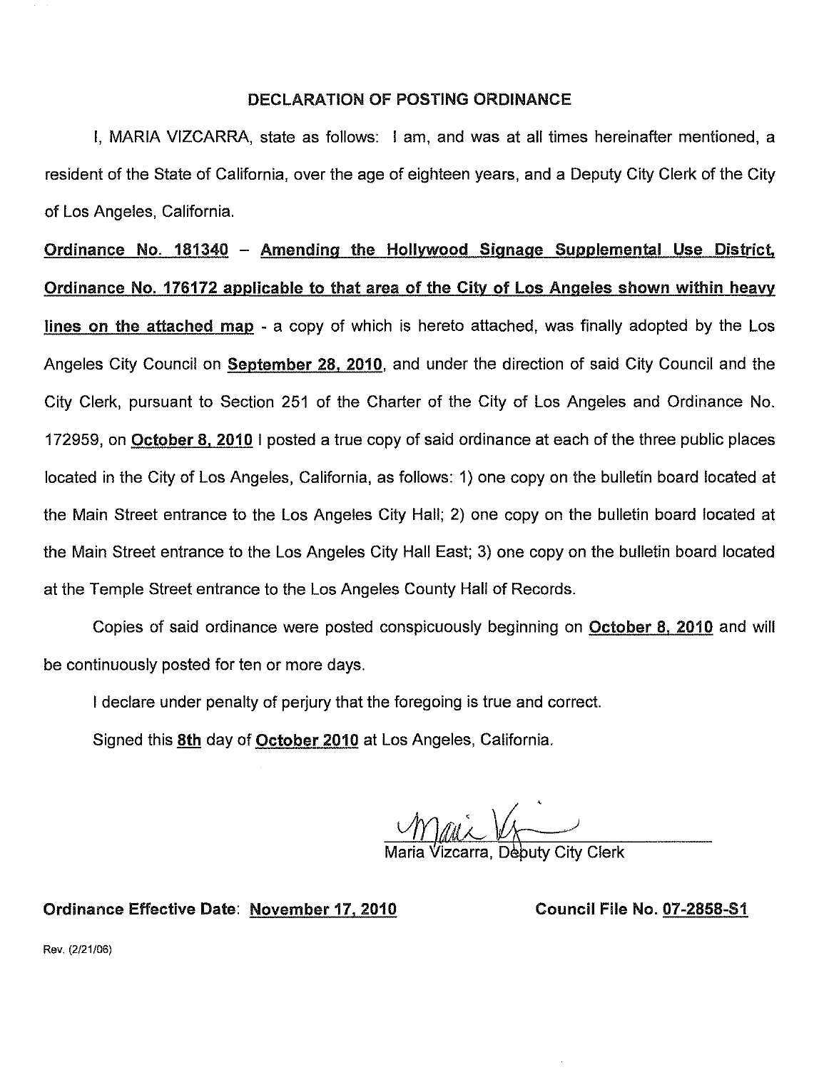**DECLARATION OF POSTING ORDINANCE**

I, MARIA VIZCARRA, state as follows: I am, and was at all times hereinafter mentioned, a resident of the State of California, over the age of eighteen years, and a Deputy City Clerk of the City of Los Angeles, California.

**Ordinance No. 181340 – Amending the Hollywood Signage Supplemental Use District, Ordinance No. 176172 applicable to that area of the City of Los Angeles shown within heavy lines on the attached map** - a copy of which is hereto attached, was finally adopted by the Los Angeles City Council on **September 28, 2010**, and under the direction of said City Council and the City Clerk, pursuant to Section 251 of the Charter of the City of Los Angeles and Ordinance No. 172959, on **October 8, 2010** I posted a true copy of said ordinance at each of the three public places located in the City of Los Angeles, California, as follows: 1) one copy on the bulletin board located at the Main Street entrance to the Los Angeles City Hall; 2) one copy on the bulletin board located at the Main Street entrance to the Los Angeles City Hall East; 3) one copy on the bulletin board located at the Temple Street entrance to the Los Angeles County Hall of Records.

Copies of said ordinance were posted conspicuously beginning on **October 8, 2010** and will be continuously posted for ten or more days.

I declare under penalty of perjury that the foregoing is true and correct.

Signed this **8th** day of **October 2010** at Los Angeles, California.

Maria Vizcarra, Deputy City Clerk

**Ordinance Effective Date: November 17, 2010** **Council File No. 07-2858-S1**

Rev. (2/21/06)